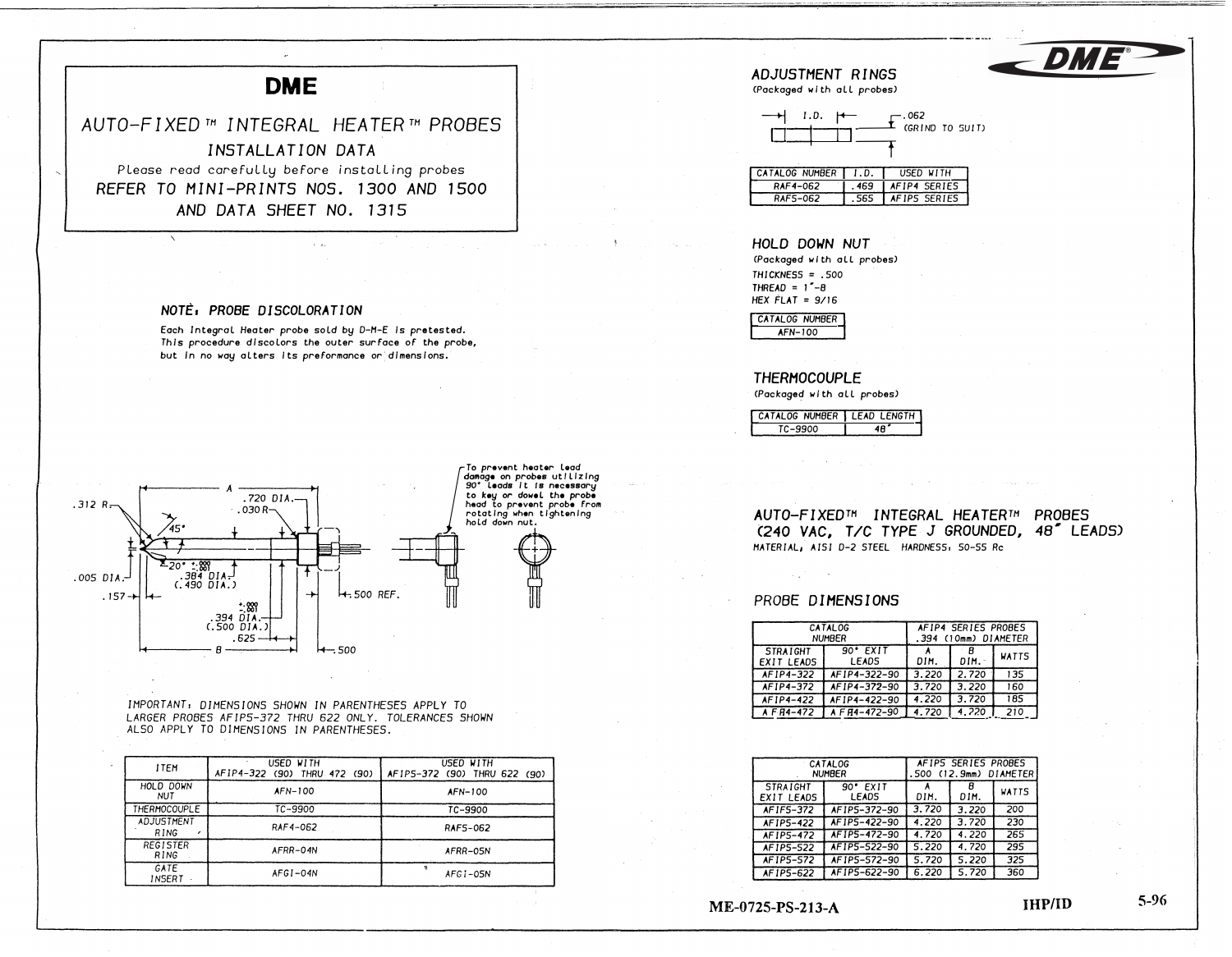# DME

## AUTO-FIXED™ INTEGRAL HEATER™ PROBES

### INSTALLATION DATA

Please read carefully before installing probes

REFER TO MINI-PRINTS NOS. 1300 AND 1500 AND DATA SHEET NO. 1315

### NOTE: PROBE DISCOLORATION

Each Integral Heater probe sold by D-M-E is pretested. This procedure discolors the outer surface of the probe, but in no way alters its preformance or dimensions.

.312 R. .720 DIA. .030 R. 45° A 20° $^{+.000}_{-.001}$ .384 DIA. (.490 DIA.) .005 DIA. .157 $^{+.000}_{-.001}$ .394 DIA. (.500 DIA.) .625 B .500 REF. .500

To prevent heater lead damage on probes utilizing 90° leads it is necessary to key or dowel the probe head to prevent probe from rotating when tightening hold down nut.

IMPORTANT: DIMENSIONS SHOWN IN PARENTHESES APPLY TO LARGER PROBES AFIP5-372 THRU 622 ONLY. TOLERANCES SHOWN ALSO APPLY TO DIMENSIONS IN PARENTHESES.

| ITEM | USED WITH AFIP4-322 (90) THRU 472 (90) | USED WITH AFIP5-372 (90) THRU 622 (90) |
|---|---|---|
| HOLD DOWN NUT | AFN-100 | AFN-100 |
| THERMOCOUPLE | TC-9900 | TC-9900 |
| ADJUSTMENT RING | RAF4-062 | RAF5-062 |
| REGISTER RING | AFRR-04N | AFRR-05N |
| GATE INSERT | AFGI-04N | AFGI-05N |

## ADJUSTMENT RINGS

(Packaged with all probes)

I.D. .062 (GRIND TO SUIT)

| CATALOG NUMBER | I.D. | USED WITH |
|---|---|---|
| RAF4-062 | .469 | AFIP4 SERIES |
| RAF5-062 | .565 | AFIP5 SERIES |

## HOLD DOWN NUT

(Packaged with all probes)

THICKNESS = .500
THREAD = 1"-8
HEX FLAT = 9/16

| CATALOG NUMBER |
|---|
| AFN-100 |

## THERMOCOUPLE

(Packaged with all probes)

| CATALOG NUMBER | LEAD LENGTH |
|---|---|
| TC-9900 | 48" |

## AUTO-FIXED™ INTEGRAL HEATER™ PROBES (240 VAC, T/C TYPE J GROUNDED, 48" LEADS)

MATERIAL: AISI D-2 STEEL HARDNESS: 50-55 Rc

### PROBE DIMENSIONS

| CATALOG NUMBER | | AFIP4 SERIES PROBES .394 (10mm) DIAMETER | | |
|---|---|---|---|---|
| STRAIGHT EXIT LEADS | 90° EXIT LEADS | A DIM. | B DIM. | WATTS |
| AFIP4-322 | AFIP4-322-90 | 3.220 | 2.720 | 135 |
| AFIP4-372 | AFIP4-372-90 | 3.720 | 3.220 | 160 |
| AFIP4-422 | AFIP4-422-90 | 4.220 | 3.720 | 185 |
| AFIP4-472 | AFIP4-472-90 | 4.720 | 4.220 | 210 |

| CATALOG NUMBER | | AFIP5 SERIES PROBES .500 (12.9mm) DIAMETER | | |
|---|---|---|---|---|
| STRAIGHT EXIT LEADS | 90° EXIT LEADS | A DIM. | B DIM. | WATTS |
| AFIP5-372 | AFIP5-372-90 | 3.720 | 3.220 | 200 |
| AFIP5-422 | AFIP5-422-90 | 4.220 | 3.720 | 230 |
| AFIP5-472 | AFIP5-472-90 | 4.720 | 4.220 | 265 |
| AFIP5-522 | AFIP5-522-90 | 5.220 | 4.720 | 295 |
| AFIP5-572 | AFIP5-572-90 | 5.720 | 5.220 | 325 |
| AFIP5-622 | AFIP5-622-90 | 6.220 | 5.720 | 360 |

ME-0725-PS-213-A IHP/ID 5-96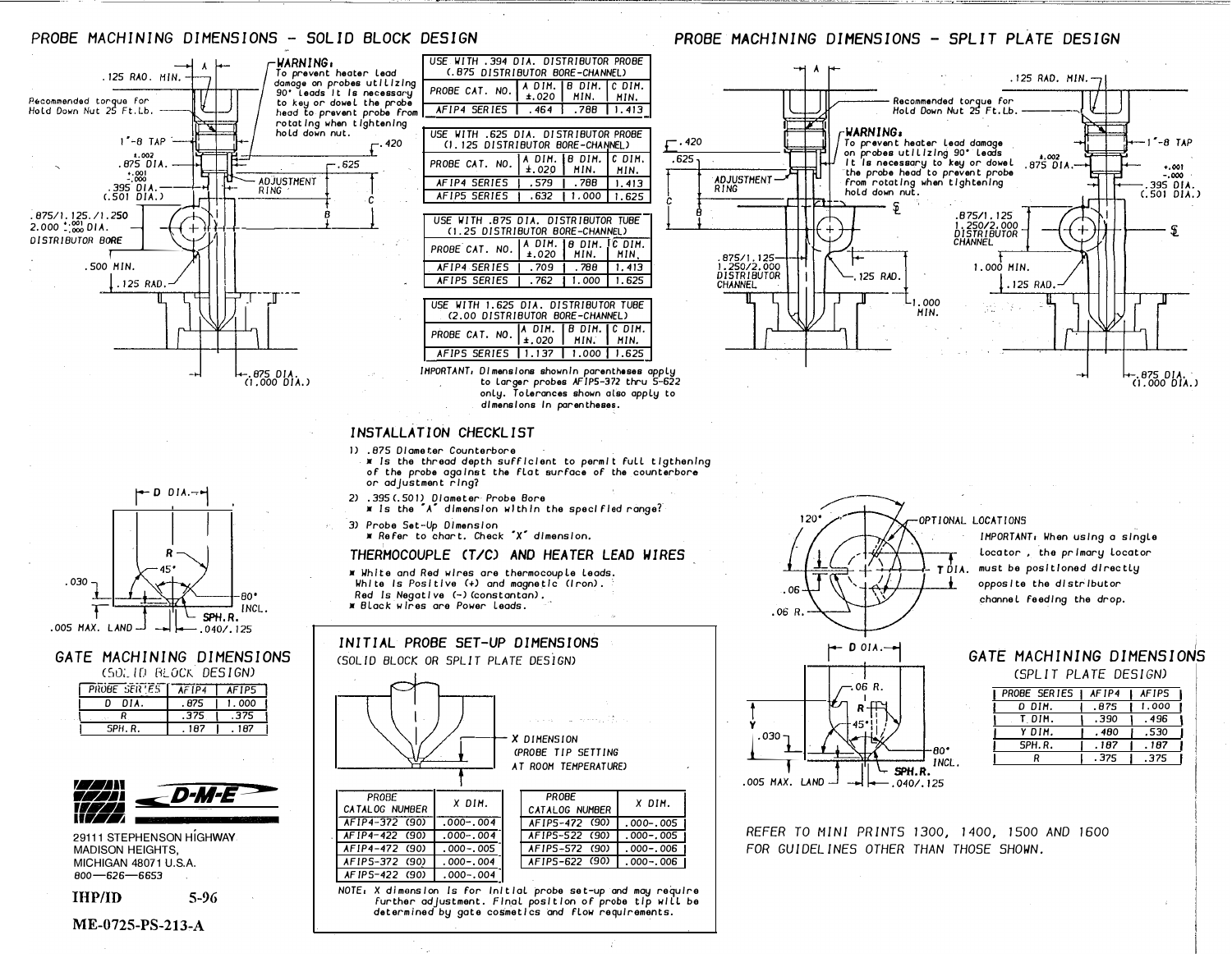## PROBE MACHINING DIMENSIONS - SOLID BLOCK DESIGN

.125 RAD. MIN.

Recommended torque for Hold Down Nut 25 Ft.Lb.

1"-8 TAP

±.002
.875 DIA.

+.001
-.000
.395 DIA.
(.501 DIA.)

.875/1.125/1.250
2.000 +.001 -.000 DIA.
DISTRIBUTOR BORE

.500 MIN.

.125 RAD.

.420

.625

ADJUSTMENT RING

A

B

C

.875 DIA.
(1.000 DIA.)

**WARNING:** To prevent heater lead damage on probes utilizing 90° leads it is necessary to key or dowel the probe head to prevent probe from rotating when tightening hold down nut.

| USE WITH .394 DIA. DISTRIBUTOR PROBE (.875 DISTRIBUTOR BORE-CHANNEL) | | | |
|---|---|---|---|
| PROBE CAT. NO. | A DIM. ±.020 | B DIM. MIN. | C DIM. MIN. |
| AFIP4 SERIES | .464 | .788 | 1.413 |

| USE WITH .625 DIA. DISTRIBUTOR PROBE (1.125 DISTRIBUTOR BORE-CHANNEL) | | | |
|---|---|---|---|
| PROBE CAT. NO. | A DIM. ±.020 | B DIM. MIN. | C DIM. MIN. |
| AFIP4 SERIES | .579 | .788 | 1.413 |
| AFIP5 SERIES | .632 | 1.000 | 1.625 |

| USE WITH .875 DIA. DISTRIBUTOR TUBE (1.25 DISTRIBUTOR BORE-CHANNEL) | | | |
|---|---|---|---|
| PROBE CAT. NO. | A DIM. ±.020 | B DIM. MIN. | C DIM. MIN. |
| AFIP4 SERIES | .709 | .788 | 1.413 |
| AFIP5 SERIES | .762 | 1.000 | 1.625 |

| USE WITH 1.625 DIA. DISTRIBUTOR TUBE (2.00 DISTRIBUTOR BORE-CHANNEL) | | | |
|---|---|---|---|
| PROBE CAT. NO. | A DIM. ±.020 | B DIM. MIN. | C DIM. MIN. |
| AFIP5 SERIES | 1.137 | 1.000 | 1.625 |

IMPORTANT: Dimensions shown in parentheses apply to larger probes AFIP5-372 thru 5-622 only. Tolerances shown also apply to dimensions in parentheses.

## PROBE MACHINING DIMENSIONS - SPLIT PLATE DESIGN

A

.125 RAD. MIN.

Recommended torque for Hold Down Nut 25 Ft.Lb.

.420

.625

ADJUSTMENT RING

C

B

**WARNING:** To prevent heater lead damage on probes utilizing 90° leads it is necessary to key or dowel the probe head to prevent probe from rotating when tightening hold down nut.

1"-8 TAP

±.002
.875 DIA.

+.001
-.000
.395 DIA.
(.501 DIA.)

.875/1.125
1.250/2.000
DISTRIBUTOR CHANNEL

.875/1.125
1.250/2.000
DISTRIBUTOR CHANNEL

.125 RAD.

1.000 MIN.

1.000 MIN.

.125 RAD.

.875 DIA.
(1.000 DIA.)

## INSTALLATION CHECKLIST

1) .875 Diameter Counterbore
   * Is the thread depth sufficient to permit full tigthening of the probe against the flat surface of the counterbore or adjustment ring?
2) .395 (.501) Diameter Probe Bore
   * Is the "A" dimension within the specifed range?
3) Probe Set-Up Dimension
   * Refer to chart. Check "X" dimension.

## THERMOCOUPLE (T/C) AND HEATER LEAD WIRES

* White and Red wires are thermocouple leads. White is Positive (+) and magnetic (iron). Red is Negative (-) (constantan).
* Black wires are Power Leads.

D DIA.

R

45°

.030

80° INCL.

SPH.R.

.005 MAX. LAND

.040/.125

## GATE MACHINING DIMENSIONS

(SOLID BLOCK DESIGN)

| PROBE SERIES | AFIP4 | AFIP5 |
|---|---|---|
| D DIA. | .875 | 1.000 |
| R | .375 | .375 |
| SPH.R. | .187 | .187 |

29111 STEPHENSON HIGHWAY
MADISON HEIGHTS,
MICHIGAN 48071 U.S.A.
800—626—6653

**IHP/ID** 5-96

**ME-0725-PS-213-A**

## INITIAL PROBE SET-UP DIMENSIONS

(SOLID BLOCK OR SPLIT PLATE DESIGN)

X DIMENSION
(PROBE TIP SETTING AT ROOM TEMPERATURE)

| PROBE CATALOG NUMBER | X DIM. |
|---|---|
| AFIP4-372 (90) | .000-.004 |
| AFIP4-422 (90) | .000-.004 |
| AFIP4-472 (90) | .000-.005 |
| AFIP5-372 (90) | .000-.004 |
| AFIP5-422 (90) | .000-.004 |

| PROBE CATALOG NUMBER | X DIM. |
|---|---|
| AFIP5-472 (90) | .000-.005 |
| AFIP5-522 (90) | .000-.005 |
| AFIP5-572 (90) | .000-.006 |
| AFIP5-622 (90) | .000-.006 |

NOTE: X dimension is for initial probe set-up and may require further adjustment. Final position of probe tip will be determined by gate cosmetics and flow requirements.

120°

OPTIONAL LOCATIONS

T DIA.

.06

.06 R.

IMPORTANT: When using a single locator, the primary locator must be positioned directly opposite the distributor channel feeding the drop.

D DIA.

.06 R.

R

45°

Y

.030

80° INCL.

SPH.R.

.005 MAX. LAND

.040/.125

## GATE MACHINING DIMENSIONS

(SPLIT PLATE DESIGN)

| PROBE SERIES | AFIP4 | AFIP5 |
|---|---|---|
| D DIM. | .875 | 1.000 |
| T DIM. | .390 | .496 |
| Y DIM. | .480 | .530 |
| SPH.R. | .187 | .187 |
| R | .375 | .375 |

REFER TO MINI PRINTS 1300, 1400, 1500 AND 1600 FOR GUIDELINES OTHER THAN THOSE SHOWN.